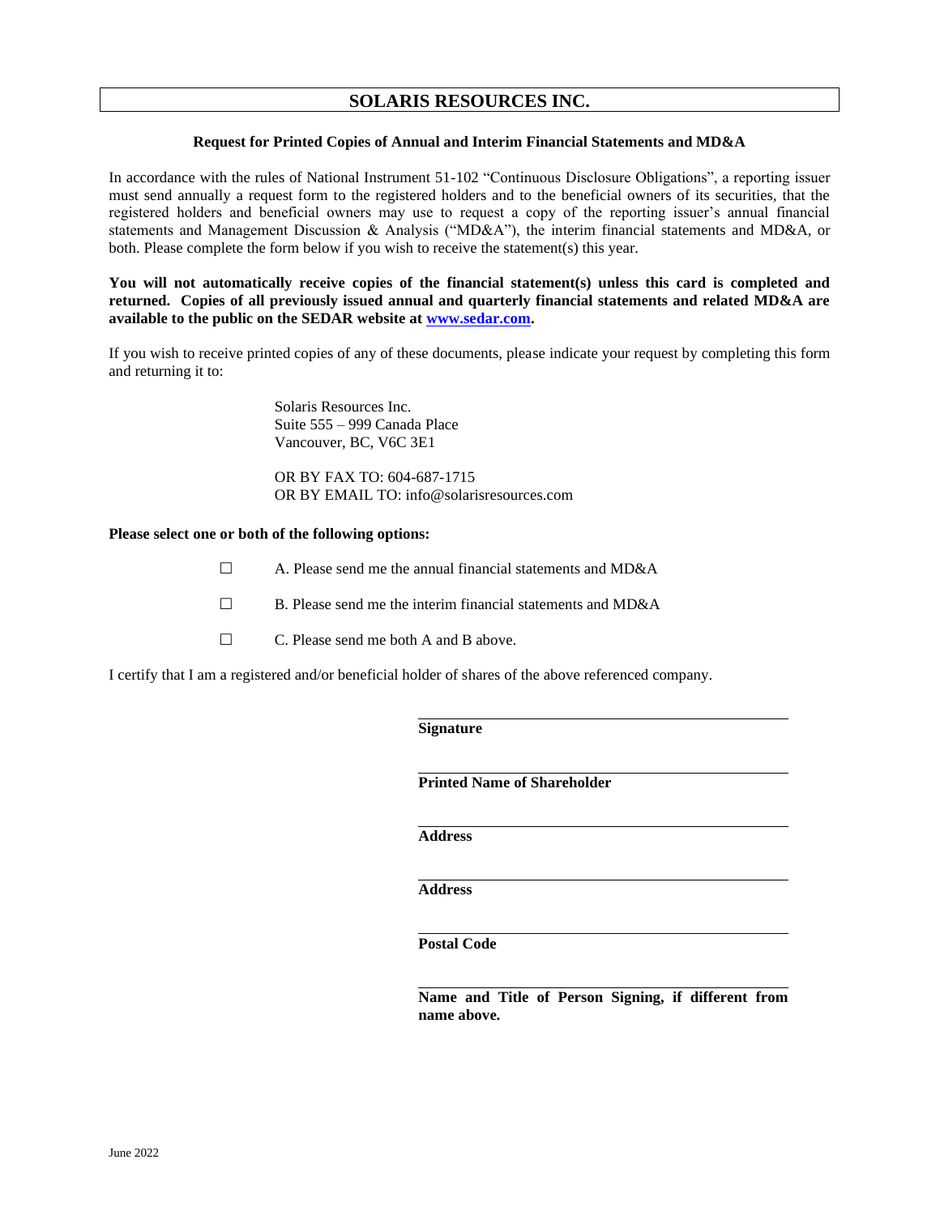# SOLARIS RESOURCES INC.

**Request for Printed Copies of Annual and Interim Financial Statements and MD&A**

In accordance with the rules of National Instrument 51-102 "Continuous Disclosure Obligations", a reporting issuer must send annually a request form to the registered holders and to the beneficial owners of its securities, that the registered holders and beneficial owners may use to request a copy of the reporting issuer's annual financial statements and Management Discussion & Analysis ("MD&A"), the interim financial statements and MD&A, or both. Please complete the form below if you wish to receive the statement(s) this year.

**You will not automatically receive copies of the financial statement(s) unless this card is completed and returned. Copies of all previously issued annual and quarterly financial statements and related MD&A are available to the public on the SEDAR website at www.sedar.com.**

If you wish to receive printed copies of any of these documents, please indicate your request by completing this form and returning it to:

Solaris Resources Inc.
Suite 555 – 999 Canada Place
Vancouver, BC, V6C 3E1

OR BY FAX TO: 604-687-1715
OR BY EMAIL TO: info@solarisresources.com

**Please select one or both of the following options:**

☐ A. Please send me the annual financial statements and MD&A

☐ B. Please send me the interim financial statements and MD&A

☐ C. Please send me both A and B above.

I certify that I am a registered and/or beneficial holder of shares of the above referenced company.

\_\_\_\_\_\_\_\_\_\_\_\_\_\_\_\_\_\_\_\_\_\_\_\_\_\_\_\_\_\_\_\_\_\_\_\_
**Signature**

\_\_\_\_\_\_\_\_\_\_\_\_\_\_\_\_\_\_\_\_\_\_\_\_\_\_\_\_\_\_\_\_\_\_\_\_
**Printed Name of Shareholder**

\_\_\_\_\_\_\_\_\_\_\_\_\_\_\_\_\_\_\_\_\_\_\_\_\_\_\_\_\_\_\_\_\_\_\_\_
**Address**

\_\_\_\_\_\_\_\_\_\_\_\_\_\_\_\_\_\_\_\_\_\_\_\_\_\_\_\_\_\_\_\_\_\_\_\_
**Address**

\_\_\_\_\_\_\_\_\_\_\_\_\_\_\_\_\_\_\_\_\_\_\_\_\_\_\_\_\_\_\_\_\_\_\_\_
**Postal Code**

\_\_\_\_\_\_\_\_\_\_\_\_\_\_\_\_\_\_\_\_\_\_\_\_\_\_\_\_\_\_\_\_\_\_\_\_
**Name and Title of Person Signing, if different from name above.**

June 2022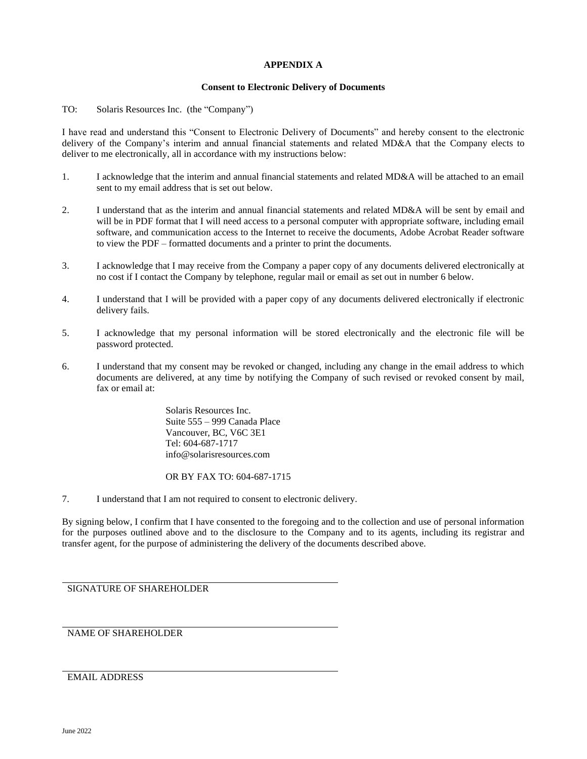## APPENDIX A

### Consent to Electronic Delivery of Documents

TO: Solaris Resources Inc. (the "Company")

I have read and understand this "Consent to Electronic Delivery of Documents" and hereby consent to the electronic delivery of the Company's interim and annual financial statements and related MD&A that the Company elects to deliver to me electronically, all in accordance with my instructions below:

1. I acknowledge that the interim and annual financial statements and related MD&A will be attached to an email sent to my email address that is set out below.

2. I understand that as the interim and annual financial statements and related MD&A will be sent by email and will be in PDF format that I will need access to a personal computer with appropriate software, including email software, and communication access to the Internet to receive the documents, Adobe Acrobat Reader software to view the PDF – formatted documents and a printer to print the documents.

3. I acknowledge that I may receive from the Company a paper copy of any documents delivered electronically at no cost if I contact the Company by telephone, regular mail or email as set out in number 6 below.

4. I understand that I will be provided with a paper copy of any documents delivered electronically if electronic delivery fails.

5. I acknowledge that my personal information will be stored electronically and the electronic file will be password protected.

6. I understand that my consent may be revoked or changed, including any change in the email address to which documents are delivered, at any time by notifying the Company of such revised or revoked consent by mail, fax or email at:

   Solaris Resources Inc.
   Suite 555 – 999 Canada Place
   Vancouver, BC, V6C 3E1
   Tel: 604-687-1717
   info@solarisresources.com

   OR BY FAX TO: 604-687-1715

7. I understand that I am not required to consent to electronic delivery.

By signing below, I confirm that I have consented to the foregoing and to the collection and use of personal information for the purposes outlined above and to the disclosure to the Company and to its agents, including its registrar and transfer agent, for the purpose of administering the delivery of the documents described above.

\_\_\_\_\_\_\_\_\_\_\_\_\_\_\_\_\_\_\_\_\_\_\_\_\_\_\_\_\_\_\_\_\_\_\_\_\_\_\_\_

SIGNATURE OF SHAREHOLDER

\_\_\_\_\_\_\_\_\_\_\_\_\_\_\_\_\_\_\_\_\_\_\_\_\_\_\_\_\_\_\_\_\_\_\_\_\_\_\_\_

NAME OF SHAREHOLDER

\_\_\_\_\_\_\_\_\_\_\_\_\_\_\_\_\_\_\_\_\_\_\_\_\_\_\_\_\_\_\_\_\_\_\_\_\_\_\_\_

EMAIL ADDRESS

June 2022